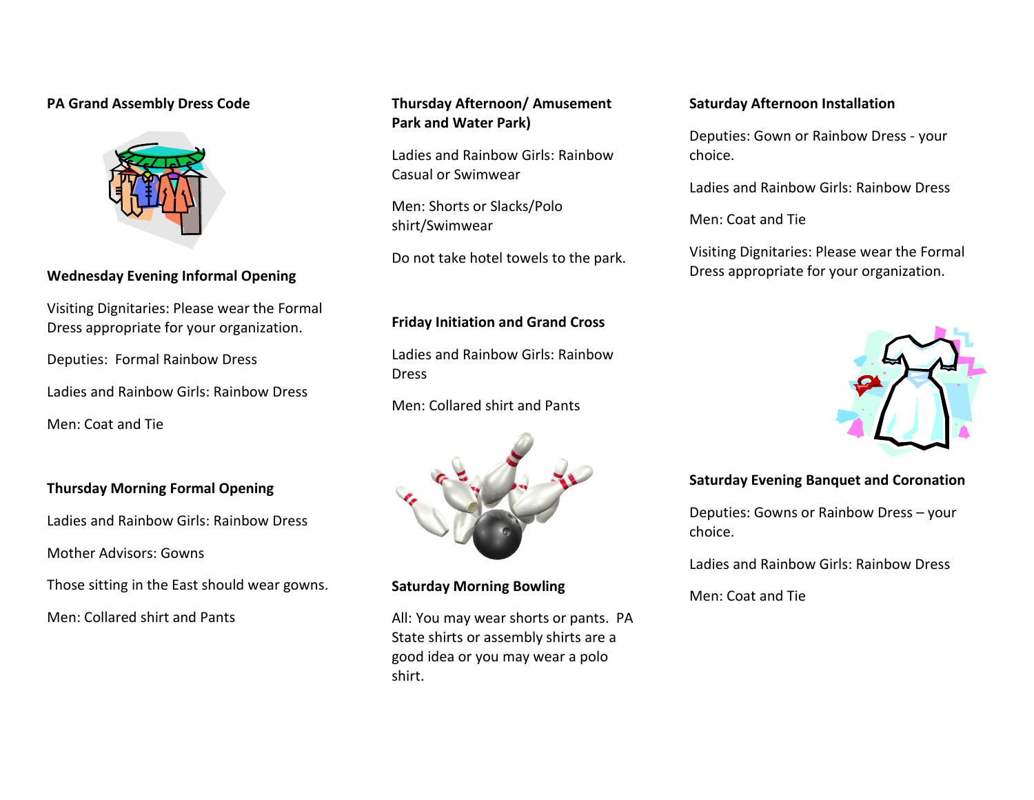## PA Grand Assembly Dress Code

### Wednesday Evening Informal Opening

Visiting Dignitaries: Please wear the Formal Dress appropriate for your organization.

Deputies: Formal Rainbow Dress

Ladies and Rainbow Girls: Rainbow Dress

Men: Coat and Tie

### Thursday Morning Formal Opening

Ladies and Rainbow Girls: Rainbow Dress

Mother Advisors: Gowns

Those sitting in the East should wear gowns.

Men: Collared shirt and Pants

### Thursday Afternoon/ Amusement Park and Water Park)

Ladies and Rainbow Girls: Rainbow Casual or Swimwear

Men: Shorts or Slacks/Polo shirt/Swimwear

Do not take hotel towels to the park.

### Friday Initiation and Grand Cross

Ladies and Rainbow Girls: Rainbow Dress

Men: Collared shirt and Pants

### Saturday Morning Bowling

All: You may wear shorts or pants. PA State shirts or assembly shirts are a good idea or you may wear a polo shirt.

### Saturday Afternoon Installation

Deputies: Gown or Rainbow Dress - your choice.

Ladies and Rainbow Girls: Rainbow Dress

Men: Coat and Tie

Visiting Dignitaries: Please wear the Formal Dress appropriate for your organization.

### Saturday Evening Banquet and Coronation

Deputies: Gowns or Rainbow Dress – your choice.

Ladies and Rainbow Girls: Rainbow Dress

Men: Coat and Tie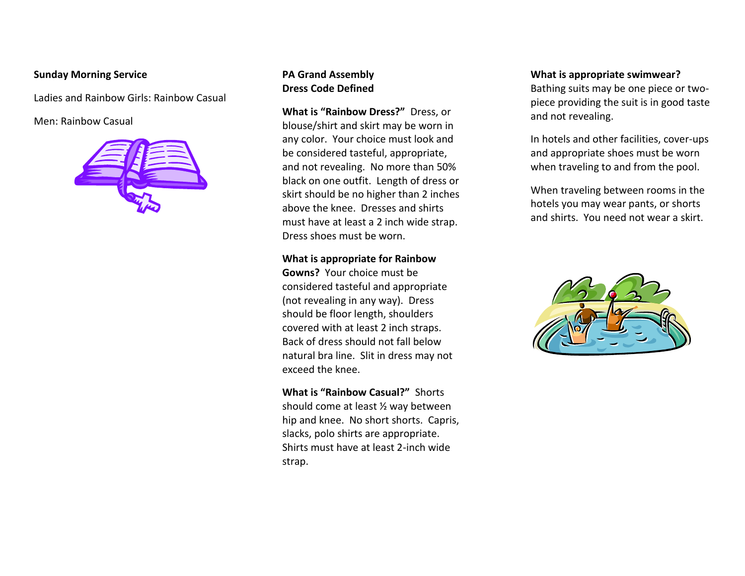**Sunday Morning Service**

Ladies and Rainbow Girls: Rainbow Casual

Men: Rainbow Casual

**PA Grand Assembly**
**Dress Code Defined**

**What is "Rainbow Dress?"** Dress, or blouse/shirt and skirt may be worn in any color. Your choice must look and be considered tasteful, appropriate, and not revealing. No more than 50% black on one outfit. Length of dress or skirt should be no higher than 2 inches above the knee. Dresses and shirts must have at least a 2 inch wide strap. Dress shoes must be worn.

**What is appropriate for Rainbow Gowns?** Your choice must be considered tasteful and appropriate (not revealing in any way). Dress should be floor length, shoulders covered with at least 2 inch straps. Back of dress should not fall below natural bra line. Slit in dress may not exceed the knee.

**What is "Rainbow Casual?"** Shorts should come at least ½ way between hip and knee. No short shorts. Capris, slacks, polo shirts are appropriate. Shirts must have at least 2-inch wide strap.

**What is appropriate swimwear?**
Bathing suits may be one piece or two-piece providing the suit is in good taste and not revealing.

In hotels and other facilities, cover-ups and appropriate shoes must be worn when traveling to and from the pool.

When traveling between rooms in the hotels you may wear pants, or shorts and shirts. You need not wear a skirt.